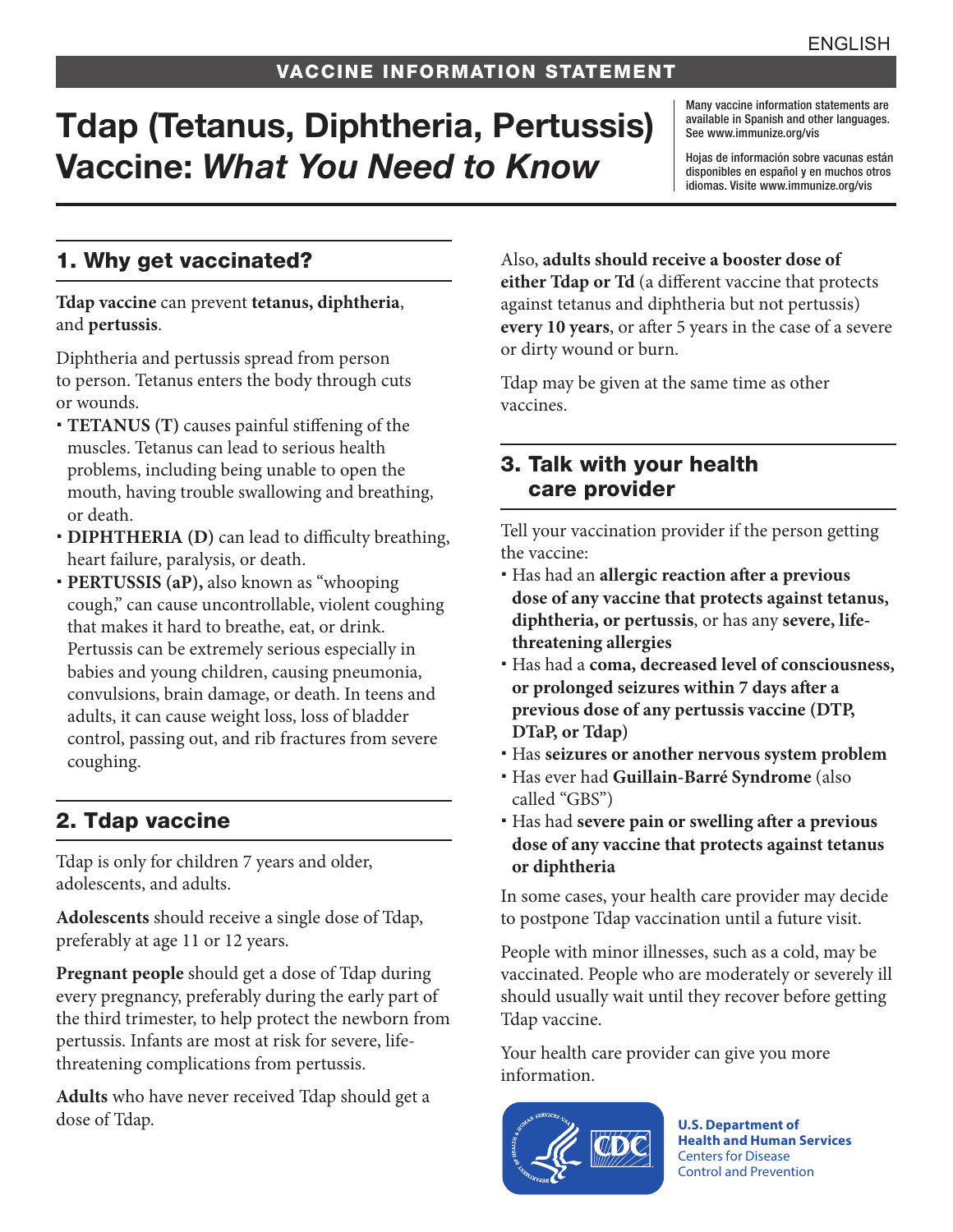ENGLISH

VACCINE INFORMATION STATEMENT

# Tdap (Tetanus, Diphtheria, Pertussis) Vaccine: *What You Need to Know*

Many vaccine information statements are available in Spanish and other languages. See www.immunize.org/vis

Hojas de información sobre vacunas están disponibles en español y en muchos otros idiomas. Visite www.immunize.org/vis

## 1. Why get vaccinated?

**Tdap vaccine** can prevent **tetanus, diphtheria**, and **pertussis**.

Diphtheria and pertussis spread from person to person. Tetanus enters the body through cuts or wounds.

- **TETANUS (T)** causes painful stiffening of the muscles. Tetanus can lead to serious health problems, including being unable to open the mouth, having trouble swallowing and breathing, or death.
- **DIPHTHERIA (D)** can lead to difficulty breathing, heart failure, paralysis, or death.
- **PERTUSSIS (aP),** also known as "whooping cough," can cause uncontrollable, violent coughing that makes it hard to breathe, eat, or drink. Pertussis can be extremely serious especially in babies and young children, causing pneumonia, convulsions, brain damage, or death. In teens and adults, it can cause weight loss, loss of bladder control, passing out, and rib fractures from severe coughing.

## 2. Tdap vaccine

Tdap is only for children 7 years and older, adolescents, and adults.

**Adolescents** should receive a single dose of Tdap, preferably at age 11 or 12 years.

**Pregnant people** should get a dose of Tdap during every pregnancy, preferably during the early part of the third trimester, to help protect the newborn from pertussis. Infants are most at risk for severe, life-threatening complications from pertussis.

**Adults** who have never received Tdap should get a dose of Tdap.

Also, **adults should receive a booster dose of either Tdap or Td** (a different vaccine that protects against tetanus and diphtheria but not pertussis) **every 10 years**, or after 5 years in the case of a severe or dirty wound or burn.

Tdap may be given at the same time as other vaccines.

## 3. Talk with your health care provider

Tell your vaccination provider if the person getting the vaccine:

- Has had an **allergic reaction after a previous dose of any vaccine that protects against tetanus, diphtheria, or pertussis**, or has any **severe, life-threatening allergies**
- Has had a **coma, decreased level of consciousness, or prolonged seizures within 7 days after a previous dose of any pertussis vaccine (DTP, DTaP, or Tdap)**
- Has **seizures or another nervous system problem**
- Has ever had **Guillain-Barré Syndrome** (also called "GBS")
- Has had **severe pain or swelling after a previous dose of any vaccine that protects against tetanus or diphtheria**

In some cases, your health care provider may decide to postpone Tdap vaccination until a future visit.

People with minor illnesses, such as a cold, may be vaccinated. People who are moderately or severely ill should usually wait until they recover before getting Tdap vaccine.

Your health care provider can give you more information.

**U.S. Department of Health and Human Services**
Centers for Disease Control and Prevention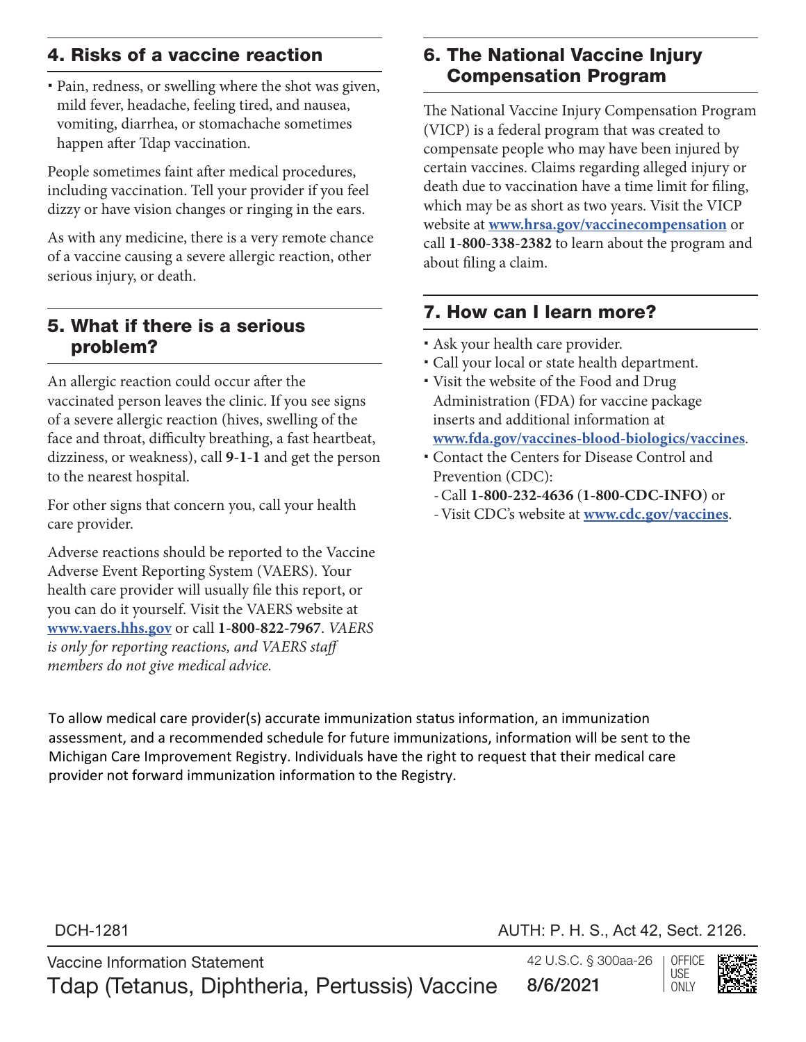## 4. Risks of a vaccine reaction

- Pain, redness, or swelling where the shot was given, mild fever, headache, feeling tired, and nausea, vomiting, diarrhea, or stomachache sometimes happen after Tdap vaccination.

People sometimes faint after medical procedures, including vaccination. Tell your provider if you feel dizzy or have vision changes or ringing in the ears.

As with any medicine, there is a very remote chance of a vaccine causing a severe allergic reaction, other serious injury, or death.

## 5. What if there is a serious problem?

An allergic reaction could occur after the vaccinated person leaves the clinic. If you see signs of a severe allergic reaction (hives, swelling of the face and throat, difficulty breathing, a fast heartbeat, dizziness, or weakness), call **9-1-1** and get the person to the nearest hospital.

For other signs that concern you, call your health care provider.

Adverse reactions should be reported to the Vaccine Adverse Event Reporting System (VAERS). Your health care provider will usually file this report, or you can do it yourself. Visit the VAERS website at **www.vaers.hhs.gov** or call **1-800-822-7967**. *VAERS is only for reporting reactions, and VAERS staff members do not give medical advice.*

## 6. The National Vaccine Injury Compensation Program

The National Vaccine Injury Compensation Program (VICP) is a federal program that was created to compensate people who may have been injured by certain vaccines. Claims regarding alleged injury or death due to vaccination have a time limit for filing, which may be as short as two years. Visit the VICP website at **www.hrsa.gov/vaccinecompensation** or call **1-800-338-2382** to learn about the program and about filing a claim.

## 7. How can I learn more?

- Ask your health care provider.
- Call your local or state health department.
- Visit the website of the Food and Drug Administration (FDA) for vaccine package inserts and additional information at **www.fda.gov/vaccines-blood-biologics/vaccines**.
- Contact the Centers for Disease Control and Prevention (CDC):
  - Call **1-800-232-4636** (**1-800-CDC-INFO**) or
  - Visit CDC's website at **www.cdc.gov/vaccines**.

To allow medical care provider(s) accurate immunization status information, an immunization assessment, and a recommended schedule for future immunizations, information will be sent to the Michigan Care Improvement Registry. Individuals have the right to request that their medical care provider not forward immunization information to the Registry.

DCH-1281

AUTH: P. H. S., Act 42, Sect. 2126.

Vaccine Information Statement

Tdap (Tetanus, Diphtheria, Pertussis) Vaccine

42 U.S.C. § 300aa-26

**8/6/2021**

OFFICE USE ONLY